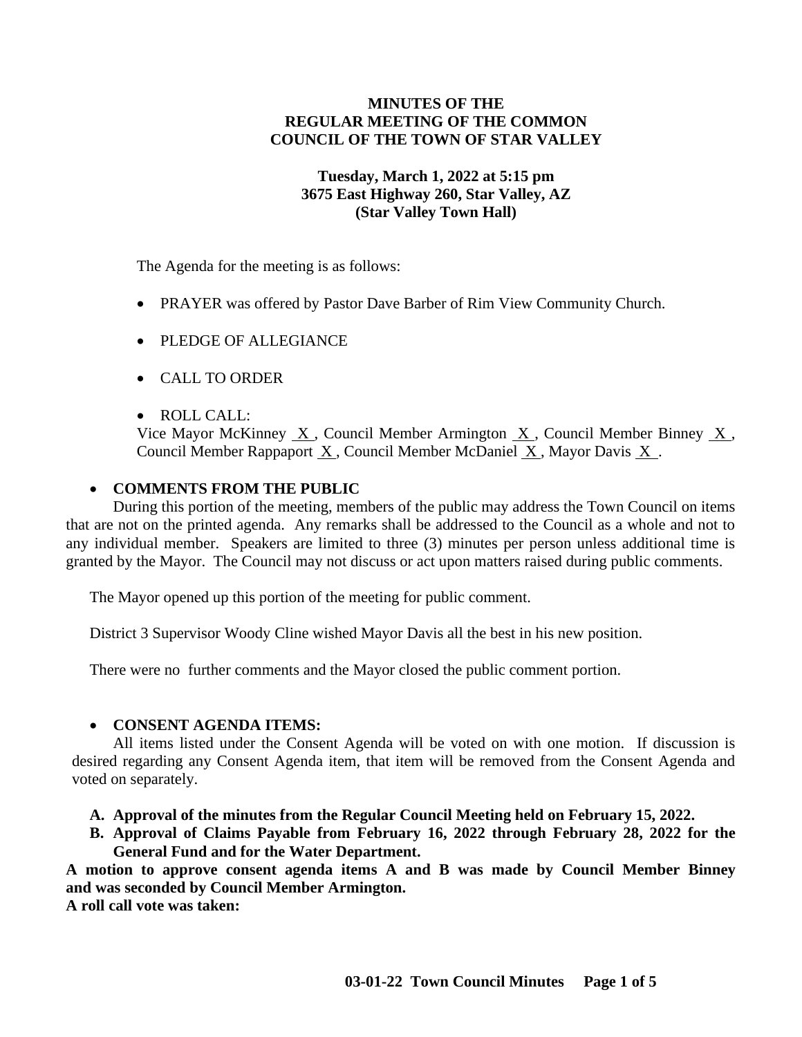**MINUTES OF THE
REGULAR MEETING OF THE COMMON
COUNCIL OF THE TOWN OF STAR VALLEY**

**Tuesday, March 1, 2022 at 5:15 pm
3675 East Highway 260, Star Valley, AZ
(Star Valley Town Hall)**

The Agenda for the meeting is as follows:

- PRAYER was offered by Pastor Dave Barber of Rim View Community Church.
- PLEDGE OF ALLEGIANCE
- CALL TO ORDER
- ROLL CALL:
  Vice Mayor McKinney X, Council Member Armington X, Council Member Binney X, Council Member Rappaport X, Council Member McDaniel X, Mayor Davis X.

- **COMMENTS FROM THE PUBLIC**

During this portion of the meeting, members of the public may address the Town Council on items that are not on the printed agenda. Any remarks shall be addressed to the Council as a whole and not to any individual member. Speakers are limited to three (3) minutes per person unless additional time is granted by the Mayor. The Council may not discuss or act upon matters raised during public comments.

The Mayor opened up this portion of the meeting for public comment.

District 3 Supervisor Woody Cline wished Mayor Davis all the best in his new position.

There were no further comments and the Mayor closed the public comment portion.

- **CONSENT AGENDA ITEMS:**

All items listed under the Consent Agenda will be voted on with one motion. If discussion is desired regarding any Consent Agenda item, that item will be removed from the Consent Agenda and voted on separately.

**A. Approval of the minutes from the Regular Council Meeting held on February 15, 2022.**

**B. Approval of Claims Payable from February 16, 2022 through February 28, 2022 for the General Fund and for the Water Department.**

**A motion to approve consent agenda items A and B was made by Council Member Binney and was seconded by Council Member Armington.**

**A roll call vote was taken:**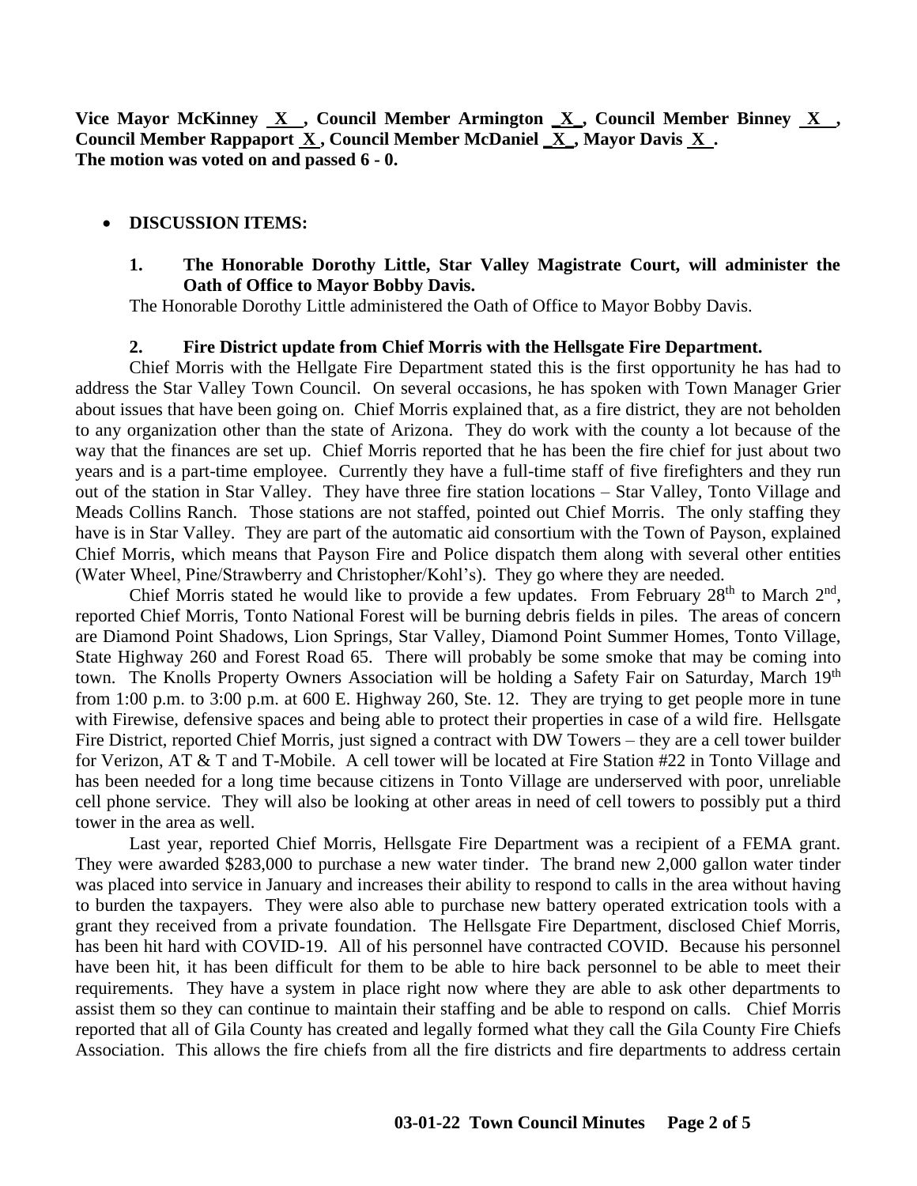**Vice Mayor McKinney \_X\_\_, Council Member Armington \_X\_, Council Member Binney \_X\_\_, Council Member Rappaport \_X\_, Council Member McDaniel \_X\_, Mayor Davis \_X\_.**
**The motion was voted on and passed 6 - 0.**

- **DISCUSSION ITEMS:**

**1. The Honorable Dorothy Little, Star Valley Magistrate Court, will administer the Oath of Office to Mayor Bobby Davis.**

The Honorable Dorothy Little administered the Oath of Office to Mayor Bobby Davis.

**2. Fire District update from Chief Morris with the Hellsgate Fire Department.**

Chief Morris with the Hellgate Fire Department stated this is the first opportunity he has had to address the Star Valley Town Council. On several occasions, he has spoken with Town Manager Grier about issues that have been going on. Chief Morris explained that, as a fire district, they are not beholden to any organization other than the state of Arizona. They do work with the county a lot because of the way that the finances are set up. Chief Morris reported that he has been the fire chief for just about two years and is a part-time employee. Currently they have a full-time staff of five firefighters and they run out of the station in Star Valley. They have three fire station locations – Star Valley, Tonto Village and Meads Collins Ranch. Those stations are not staffed, pointed out Chief Morris. The only staffing they have is in Star Valley. They are part of the automatic aid consortium with the Town of Payson, explained Chief Morris, which means that Payson Fire and Police dispatch them along with several other entities (Water Wheel, Pine/Strawberry and Christopher/Kohl's). They go where they are needed.

Chief Morris stated he would like to provide a few updates. From February 28th to March 2nd, reported Chief Morris, Tonto National Forest will be burning debris fields in piles. The areas of concern are Diamond Point Shadows, Lion Springs, Star Valley, Diamond Point Summer Homes, Tonto Village, State Highway 260 and Forest Road 65. There will probably be some smoke that may be coming into town. The Knolls Property Owners Association will be holding a Safety Fair on Saturday, March 19th from 1:00 p.m. to 3:00 p.m. at 600 E. Highway 260, Ste. 12. They are trying to get people more in tune with Firewise, defensive spaces and being able to protect their properties in case of a wild fire. Hellsgate Fire District, reported Chief Morris, just signed a contract with DW Towers – they are a cell tower builder for Verizon, AT & T and T-Mobile. A cell tower will be located at Fire Station #22 in Tonto Village and has been needed for a long time because citizens in Tonto Village are underserved with poor, unreliable cell phone service. They will also be looking at other areas in need of cell towers to possibly put a third tower in the area as well.

Last year, reported Chief Morris, Hellsgate Fire Department was a recipient of a FEMA grant. They were awarded $283,000 to purchase a new water tinder. The brand new 2,000 gallon water tinder was placed into service in January and increases their ability to respond to calls in the area without having to burden the taxpayers. They were also able to purchase new battery operated extrication tools with a grant they received from a private foundation. The Hellsgate Fire Department, disclosed Chief Morris, has been hit hard with COVID-19. All of his personnel have contracted COVID. Because his personnel have been hit, it has been difficult for them to be able to hire back personnel to be able to meet their requirements. They have a system in place right now where they are able to ask other departments to assist them so they can continue to maintain their staffing and be able to respond on calls. Chief Morris reported that all of Gila County has created and legally formed what they call the Gila County Fire Chiefs Association. This allows the fire chiefs from all the fire districts and fire departments to address certain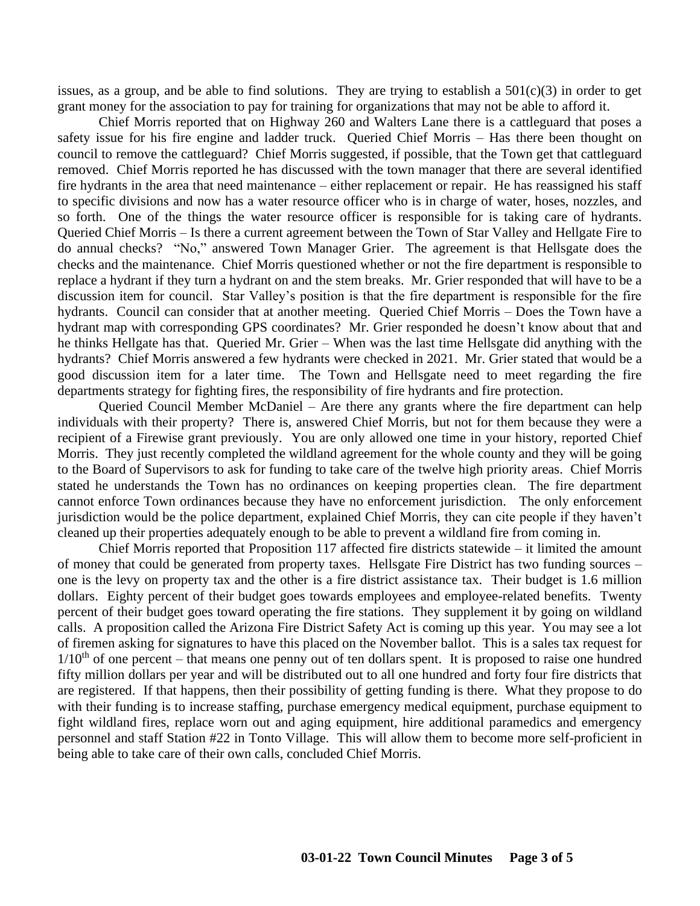issues, as a group, and be able to find solutions. They are trying to establish a 501(c)(3) in order to get grant money for the association to pay for training for organizations that may not be able to afford it.

Chief Morris reported that on Highway 260 and Walters Lane there is a cattleguard that poses a safety issue for his fire engine and ladder truck. Queried Chief Morris – Has there been thought on council to remove the cattleguard? Chief Morris suggested, if possible, that the Town get that cattleguard removed. Chief Morris reported he has discussed with the town manager that there are several identified fire hydrants in the area that need maintenance – either replacement or repair. He has reassigned his staff to specific divisions and now has a water resource officer who is in charge of water, hoses, nozzles, and so forth. One of the things the water resource officer is responsible for is taking care of hydrants. Queried Chief Morris – Is there a current agreement between the Town of Star Valley and Hellgate Fire to do annual checks? "No," answered Town Manager Grier. The agreement is that Hellsgate does the checks and the maintenance. Chief Morris questioned whether or not the fire department is responsible to replace a hydrant if they turn a hydrant on and the stem breaks. Mr. Grier responded that will have to be a discussion item for council. Star Valley's position is that the fire department is responsible for the fire hydrants. Council can consider that at another meeting. Queried Chief Morris – Does the Town have a hydrant map with corresponding GPS coordinates? Mr. Grier responded he doesn't know about that and he thinks Hellgate has that. Queried Mr. Grier – When was the last time Hellsgate did anything with the hydrants? Chief Morris answered a few hydrants were checked in 2021. Mr. Grier stated that would be a good discussion item for a later time. The Town and Hellsgate need to meet regarding the fire departments strategy for fighting fires, the responsibility of fire hydrants and fire protection.

Queried Council Member McDaniel – Are there any grants where the fire department can help individuals with their property? There is, answered Chief Morris, but not for them because they were a recipient of a Firewise grant previously. You are only allowed one time in your history, reported Chief Morris. They just recently completed the wildland agreement for the whole county and they will be going to the Board of Supervisors to ask for funding to take care of the twelve high priority areas. Chief Morris stated he understands the Town has no ordinances on keeping properties clean. The fire department cannot enforce Town ordinances because they have no enforcement jurisdiction. The only enforcement jurisdiction would be the police department, explained Chief Morris, they can cite people if they haven't cleaned up their properties adequately enough to be able to prevent a wildland fire from coming in.

Chief Morris reported that Proposition 117 affected fire districts statewide – it limited the amount of money that could be generated from property taxes. Hellsgate Fire District has two funding sources – one is the levy on property tax and the other is a fire district assistance tax. Their budget is 1.6 million dollars. Eighty percent of their budget goes towards employees and employee-related benefits. Twenty percent of their budget goes toward operating the fire stations. They supplement it by going on wildland calls. A proposition called the Arizona Fire District Safety Act is coming up this year. You may see a lot of firemen asking for signatures to have this placed on the November ballot. This is a sales tax request for $1/10^{th}$ of one percent – that means one penny out of ten dollars spent. It is proposed to raise one hundred fifty million dollars per year and will be distributed out to all one hundred and forty four fire districts that are registered. If that happens, then their possibility of getting funding is there. What they propose to do with their funding is to increase staffing, purchase emergency medical equipment, purchase equipment to fight wildland fires, replace worn out and aging equipment, hire additional paramedics and emergency personnel and staff Station #22 in Tonto Village. This will allow them to become more self-proficient in being able to take care of their own calls, concluded Chief Morris.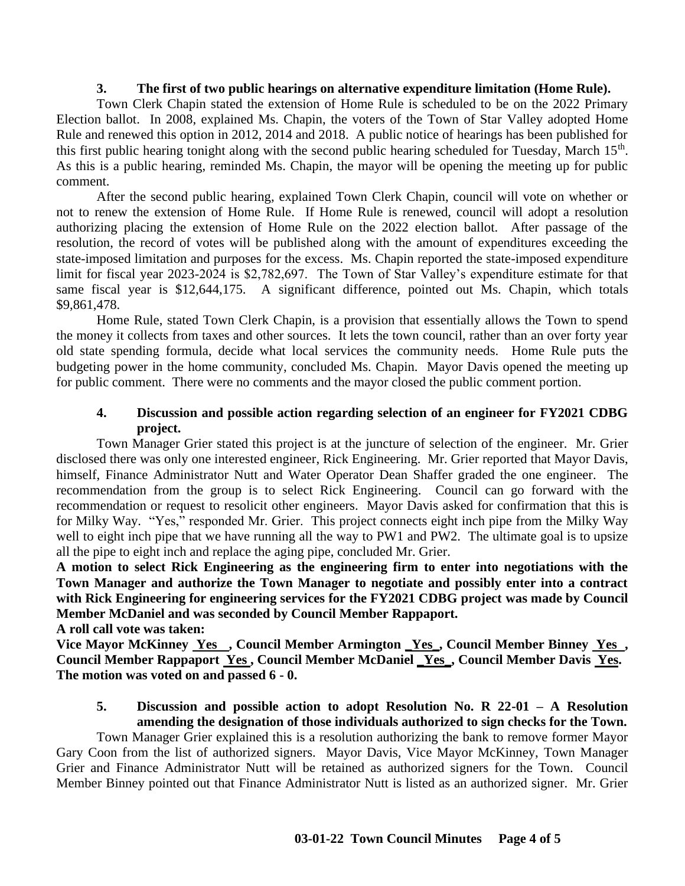**3. The first of two public hearings on alternative expenditure limitation (Home Rule).**

Town Clerk Chapin stated the extension of Home Rule is scheduled to be on the 2022 Primary Election ballot. In 2008, explained Ms. Chapin, the voters of the Town of Star Valley adopted Home Rule and renewed this option in 2012, 2014 and 2018. A public notice of hearings has been published for this first public hearing tonight along with the second public hearing scheduled for Tuesday, March 15th. As this is a public hearing, reminded Ms. Chapin, the mayor will be opening the meeting up for public comment.

After the second public hearing, explained Town Clerk Chapin, council will vote on whether or not to renew the extension of Home Rule. If Home Rule is renewed, council will adopt a resolution authorizing placing the extension of Home Rule on the 2022 election ballot. After passage of the resolution, the record of votes will be published along with the amount of expenditures exceeding the state-imposed limitation and purposes for the excess. Ms. Chapin reported the state-imposed expenditure limit for fiscal year 2023-2024 is $2,782,697. The Town of Star Valley's expenditure estimate for that same fiscal year is $12,644,175. A significant difference, pointed out Ms. Chapin, which totals $9,861,478.

Home Rule, stated Town Clerk Chapin, is a provision that essentially allows the Town to spend the money it collects from taxes and other sources. It lets the town council, rather than an over forty year old state spending formula, decide what local services the community needs. Home Rule puts the budgeting power in the home community, concluded Ms. Chapin. Mayor Davis opened the meeting up for public comment. There were no comments and the mayor closed the public comment portion.

**4. Discussion and possible action regarding selection of an engineer for FY2021 CDBG project.**

Town Manager Grier stated this project is at the juncture of selection of the engineer. Mr. Grier disclosed there was only one interested engineer, Rick Engineering. Mr. Grier reported that Mayor Davis, himself, Finance Administrator Nutt and Water Operator Dean Shaffer graded the one engineer. The recommendation from the group is to select Rick Engineering. Council can go forward with the recommendation or request to resolicit other engineers. Mayor Davis asked for confirmation that this is for Milky Way. "Yes," responded Mr. Grier. This project connects eight inch pipe from the Milky Way well to eight inch pipe that we have running all the way to PW1 and PW2. The ultimate goal is to upsize all the pipe to eight inch and replace the aging pipe, concluded Mr. Grier.

**A motion to select Rick Engineering as the engineering firm to enter into negotiations with the Town Manager and authorize the Town Manager to negotiate and possibly enter into a contract with Rick Engineering for engineering services for the FY2021 CDBG project was made by Council Member McDaniel and was seconded by Council Member Rappaport.**

**A roll call vote was taken:**

**Vice Mayor McKinney Yes , Council Member Armington Yes , Council Member Binney Yes , Council Member Rappaport Yes , Council Member McDaniel Yes , Council Member Davis Yes.**
**The motion was voted on and passed 6 - 0.**

**5. Discussion and possible action to adopt Resolution No. R 22-01 – A Resolution amending the designation of those individuals authorized to sign checks for the Town.**

Town Manager Grier explained this is a resolution authorizing the bank to remove former Mayor Gary Coon from the list of authorized signers. Mayor Davis, Vice Mayor McKinney, Town Manager Grier and Finance Administrator Nutt will be retained as authorized signers for the Town. Council Member Binney pointed out that Finance Administrator Nutt is listed as an authorized signer. Mr. Grier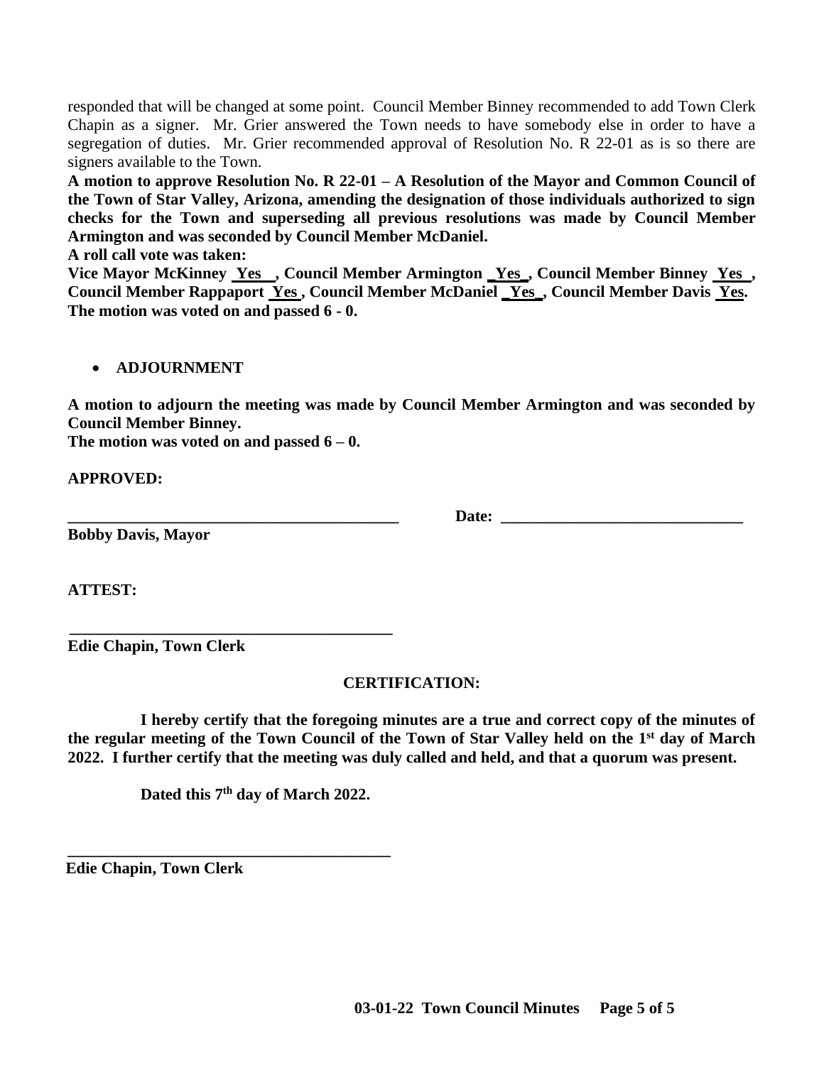responded that will be changed at some point. Council Member Binney recommended to add Town Clerk Chapin as a signer. Mr. Grier answered the Town needs to have somebody else in order to have a segregation of duties. Mr. Grier recommended approval of Resolution No. R 22-01 as is so there are signers available to the Town.

**A motion to approve Resolution No. R 22-01 – A Resolution of the Mayor and Common Council of the Town of Star Valley, Arizona, amending the designation of those individuals authorized to sign checks for the Town and superseding all previous resolutions was made by Council Member Armington and was seconded by Council Member McDaniel.**

**A roll call vote was taken:**

**Vice Mayor McKinney Yes , Council Member Armington Yes , Council Member Binney Yes , Council Member Rappaport Yes , Council Member McDaniel Yes , Council Member Davis Yes.**

**The motion was voted on and passed 6 - 0.**

- **ADJOURNMENT**

**A motion to adjourn the meeting was made by Council Member Armington and was seconded by Council Member Binney.**

**The motion was voted on and passed 6 – 0.**

**APPROVED:**

**\_\_\_\_\_\_\_\_\_\_\_\_\_\_\_\_\_\_\_\_\_\_\_\_\_\_\_\_\_\_\_\_\_\_\_\_\_\_\_\_\_\_\_ Date: \_\_\_\_\_\_\_\_\_\_\_\_\_\_\_\_\_\_\_\_\_\_\_\_\_\_\_\_\_\_**

**Bobby Davis, Mayor**

**ATTEST:**

**\_\_\_\_\_\_\_\_\_\_\_\_\_\_\_\_\_\_\_\_\_\_\_\_\_\_\_\_\_\_\_\_\_\_\_\_\_\_\_\_\_**

**Edie Chapin, Town Clerk**

**CERTIFICATION:**

**I hereby certify that the foregoing minutes are a true and correct copy of the minutes of the regular meeting of the Town Council of the Town of Star Valley held on the 1st day of March 2022. I further certify that the meeting was duly called and held, and that a quorum was present.**

**Dated this 7th day of March 2022.**

**\_\_\_\_\_\_\_\_\_\_\_\_\_\_\_\_\_\_\_\_\_\_\_\_\_\_\_\_\_\_\_\_\_\_\_\_\_\_\_\_\_**

**Edie Chapin, Town Clerk**